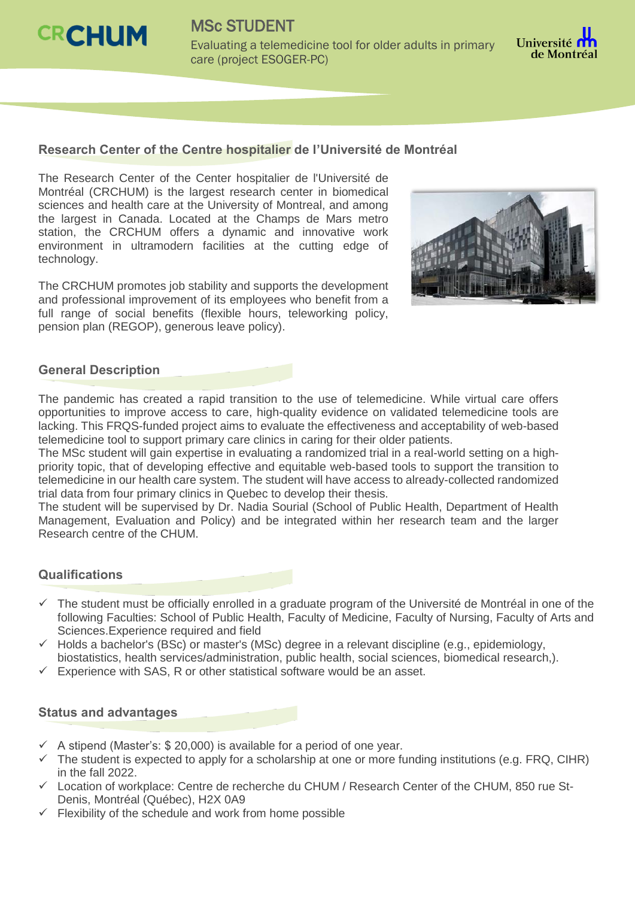CRCHUM

# MSc STUDENT

Evaluating a telemedicine tool for older adults in primary care (project ESOGER-PC)

Université de Montréal

## Research Center of the Centre hospitalier de l'Université de Montréal

The Research Center of the Center hospitalier de l'Université de Montréal (CRCHUM) is the largest research center in biomedical sciences and health care at the University of Montreal, and among the largest in Canada. Located at the Champs de Mars metro station, the CRCHUM offers a dynamic and innovative work environment in ultramodern facilities at the cutting edge of technology.

The CRCHUM promotes job stability and supports the development and professional improvement of its employees who benefit from a full range of social benefits (flexible hours, teleworking policy, pension plan (REGOP), generous leave policy).

## General Description

The pandemic has created a rapid transition to the use of telemedicine. While virtual care offers opportunities to improve access to care, high-quality evidence on validated telemedicine tools are lacking. This FRQS-funded project aims to evaluate the effectiveness and acceptability of web-based telemedicine tool to support primary care clinics in caring for their older patients.

The MSc student will gain expertise in evaluating a randomized trial in a real-world setting on a high-priority topic, that of developing effective and equitable web-based tools to support the transition to telemedicine in our health care system. The student will have access to already-collected randomized trial data from four primary clinics in Quebec to develop their thesis.

The student will be supervised by Dr. Nadia Sourial (School of Public Health, Department of Health Management, Evaluation and Policy) and be integrated within her research team and the larger Research centre of the CHUM.

## Qualifications

- ✓ The student must be officially enrolled in a graduate program of the Université de Montréal in one of the following Faculties: School of Public Health, Faculty of Medicine, Faculty of Nursing, Faculty of Arts and Sciences.Experience required and field
- ✓ Holds a bachelor's (BSc) or master's (MSc) degree in a relevant discipline (e.g., epidemiology, biostatistics, health services/administration, public health, social sciences, biomedical research,).
- ✓ Experience with SAS, R or other statistical software would be an asset.

## Status and advantages

- ✓ A stipend (Master's: $ 20,000) is available for a period of one year.
- ✓ The student is expected to apply for a scholarship at one or more funding institutions (e.g. FRQ, CIHR) in the fall 2022.
- ✓ Location of workplace: Centre de recherche du CHUM / Research Center of the CHUM, 850 rue St-Denis, Montréal (Québec), H2X 0A9
- ✓ Flexibility of the schedule and work from home possible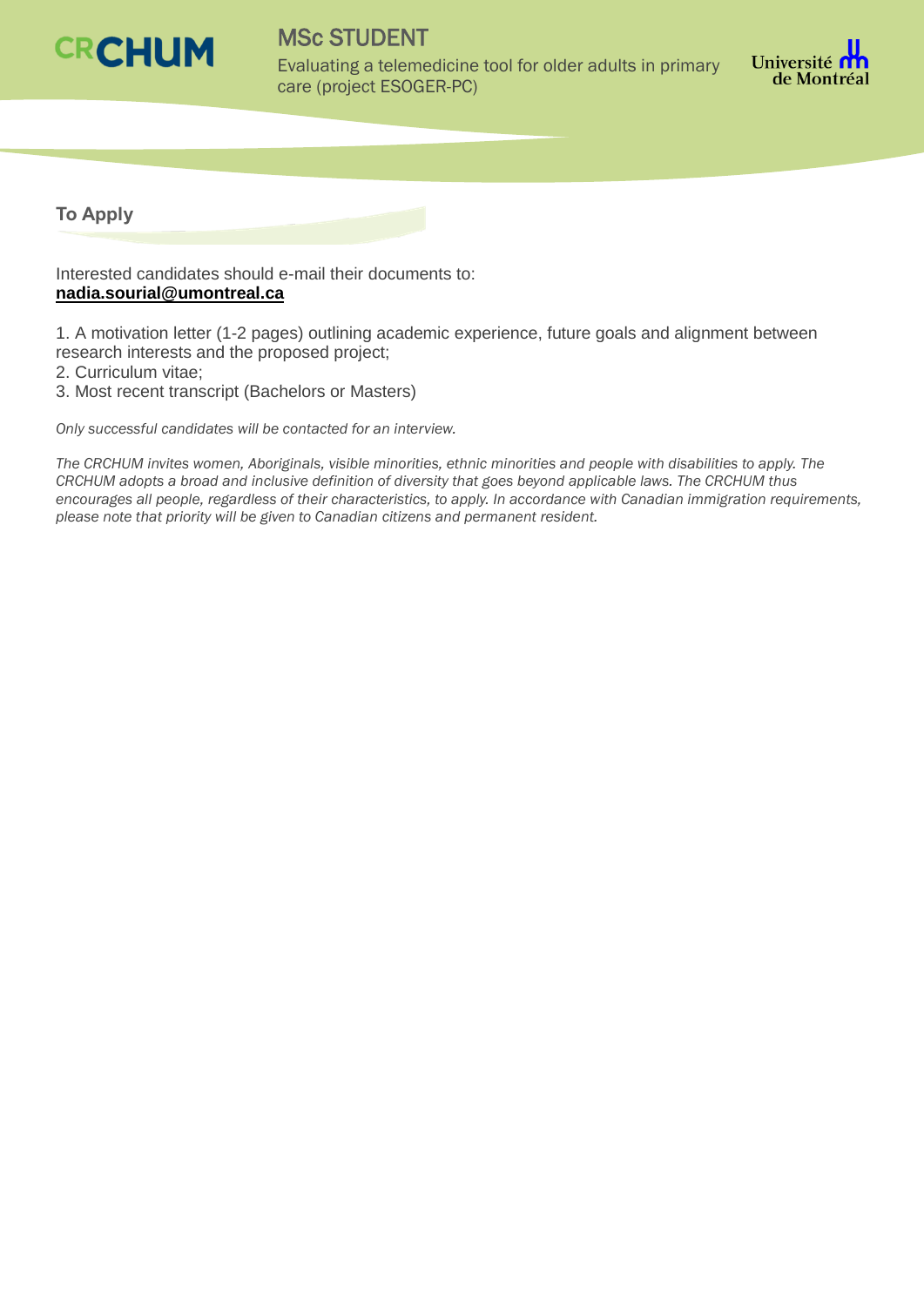## To Apply

Interested candidates should e-mail their documents to:
**nadia.sourial@umontreal.ca**

1. A motivation letter (1-2 pages) outlining academic experience, future goals and alignment between research interests and the proposed project;
2. Curriculum vitae;
3. Most recent transcript (Bachelors or Masters)

*Only successful candidates will be contacted for an interview.*

*The CRCHUM invites women, Aboriginals, visible minorities, ethnic minorities and people with disabilities to apply. The CRCHUM adopts a broad and inclusive definition of diversity that goes beyond applicable laws. The CRCHUM thus encourages all people, regardless of their characteristics, to apply. In accordance with Canadian immigration requirements, please note that priority will be given to Canadian citizens and permanent resident.*